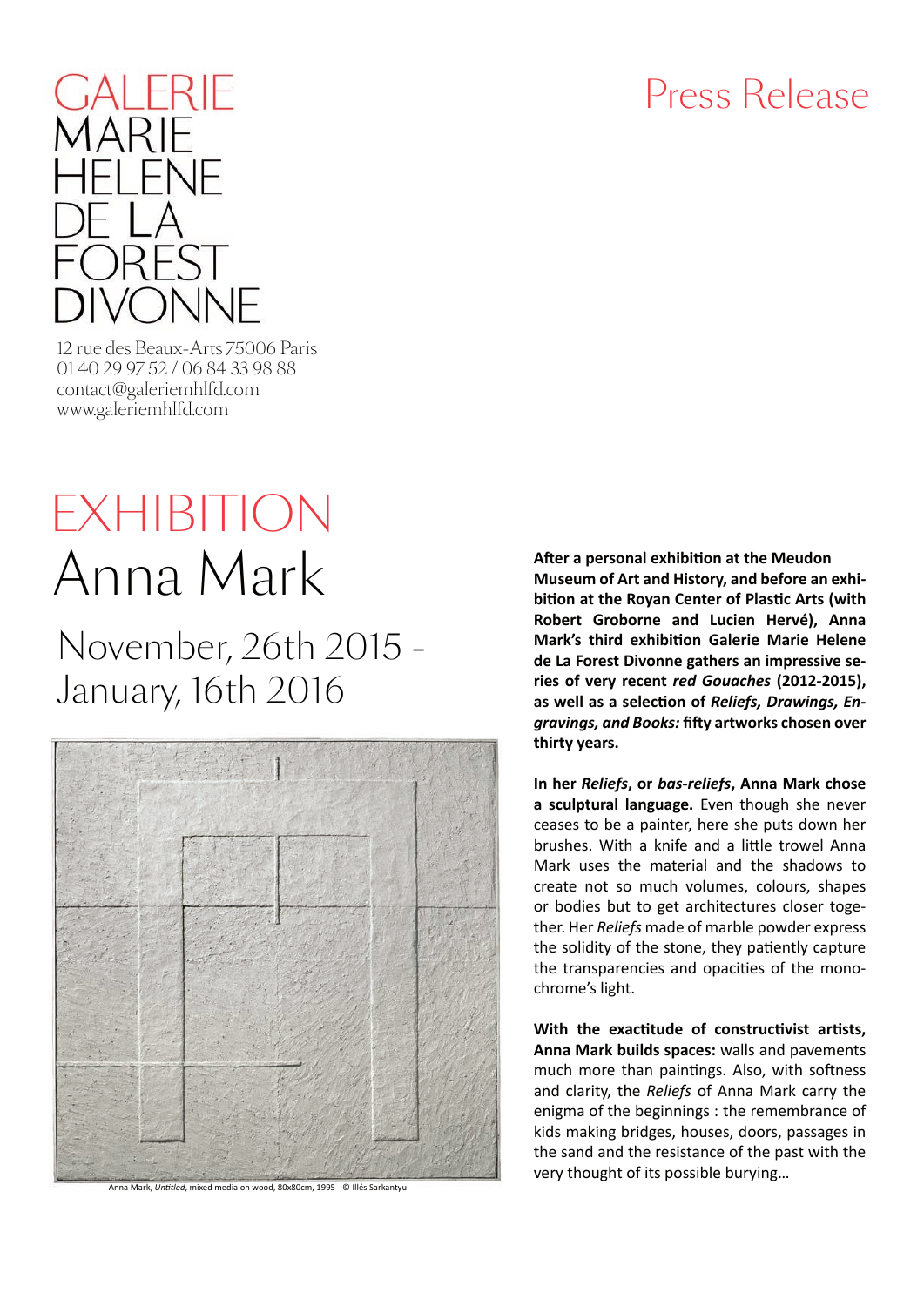GALERIE
MARIE
HELENE
DE LA
FOREST
DIVONNE

12 rue des Beaux-Arts 75006 Paris
01 40 29 97 52 / 06 84 33 98 88
contact@galeriemhlfd.com
www.galeriemhlfd.com

Press Release

# EXHIBITION
# Anna Mark

## November, 26th 2015 - January, 16th 2016

Anna Mark, *Untitled*, mixed media on wood, 80x80cm, 1995 - © Illés Sarkantyu

**After a personal exhibition at the Meudon Museum of Art and History, and before an exhibition at the Royan Center of Plastic Arts (with Robert Groborne and Lucien Hervé), Anna Mark's third exhibition Galerie Marie Helene de La Forest Divonne gathers an impressive series of very recent *red Gouaches* (2012-2015), as well as a selection of *Reliefs, Drawings, Engravings, and Books:* fifty artworks chosen over thirty years.**

**In her *Reliefs*, or *bas-reliefs*, Anna Mark chose a sculptural language.** Even though she never ceases to be a painter, here she puts down her brushes. With a knife and a little trowel Anna Mark uses the material and the shadows to create not so much volumes, colours, shapes or bodies but to get architectures closer together. Her *Reliefs* made of marble powder express the solidity of the stone, they patiently capture the transparencies and opacities of the monochrome's light.

**With the exactitude of constructivist artists, Anna Mark builds spaces:** walls and pavements much more than paintings. Also, with softness and clarity, the *Reliefs* of Anna Mark carry the enigma of the beginnings : the remembrance of kids making bridges, houses, doors, passages in the sand and the resistance of the past with the very thought of its possible burying...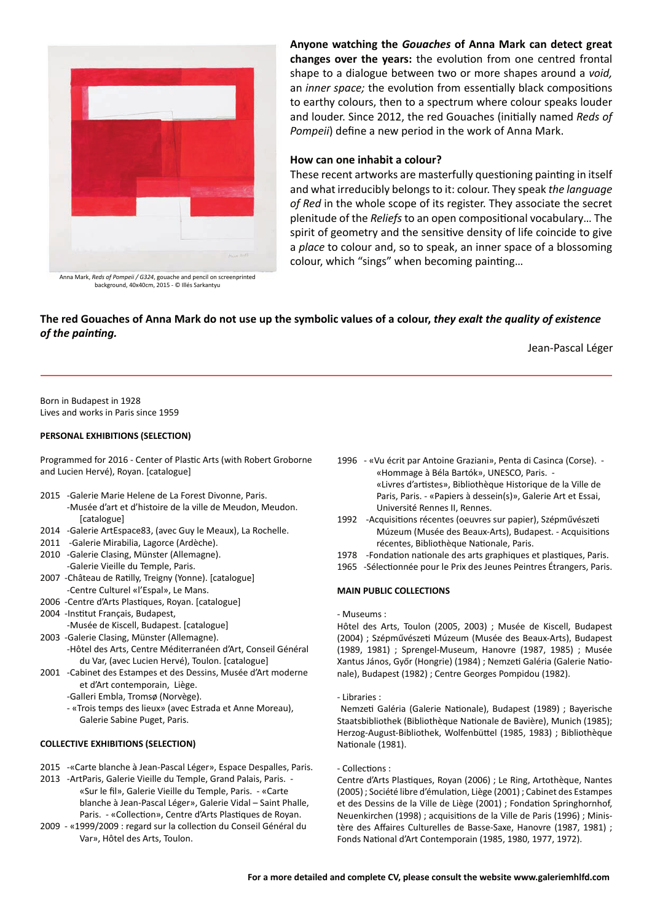Anna Mark, *Reds of Pompeii / G324*, gouache and pencil on screenprinted background, 40x40cm, 2015 - © Illés Sarkantyu

**Anyone watching the *Gouaches* of Anna Mark can detect great changes over the years:** the evolution from one centred frontal shape to a dialogue between two or more shapes around a *void,* an *inner space;* the evolution from essentially black compositions to earthy colours, then to a spectrum where colour speaks louder and louder. Since 2012, the red Gouaches (initially named *Reds of Pompeii*) define a new period in the work of Anna Mark.

**How can one inhabit a colour?**

These recent artworks are masterfully questioning painting in itself and what irreducibly belongs to it: colour. They speak *the language of Red* in the whole scope of its register. They associate the secret plenitude of the *Reliefs* to an open compositional vocabulary… The spirit of geometry and the sensitive density of life coincide to give a *place* to colour and, so to speak, an inner space of a blossoming colour, which "sings" when becoming painting…

**The red Gouaches of Anna Mark do not use up the symbolic values of a colour, *they exalt the quality of existence of the painting.***

Jean-Pascal Léger

---

Born in Budapest in 1928
Lives and works in Paris since 1959

**PERSONAL EXHIBITIONS (SELECTION)**

Programmed for 2016 - Center of Plastic Arts (with Robert Groborne and Lucien Hervé), Royan. [catalogue]

2015 -Galerie Marie Helene de La Forest Divonne, Paris.
-Musée d'art et d'histoire de la ville de Meudon, Meudon. [catalogue]
2014 -Galerie ArtEspace83, (avec Guy le Meaux), La Rochelle.
2011 -Galerie Mirabilia, Lagorce (Ardèche).
2010 -Galerie Clasing, Münster (Allemagne).
-Galerie Vieille du Temple, Paris.
2007 -Château de Ratilly, Treigny (Yonne). [catalogue]
-Centre Culturel «l'Espal», Le Mans.
2006 -Centre d'Arts Plastiques, Royan. [catalogue]
2004 -Institut Français, Budapest,
-Musée de Kiscell, Budapest. [catalogue]
2003 -Galerie Clasing, Münster (Allemagne).
-Hôtel des Arts, Centre Méditerranéen d'Art, Conseil Général du Var, (avec Lucien Hervé), Toulon. [catalogue]
2001 -Cabinet des Estampes et des Dessins, Musée d'Art moderne et d'Art contemporain, Liège.
-Galleri Embla, Tromsø (Norvège).
- «Trois temps des lieux» (avec Estrada et Anne Moreau), Galerie Sabine Puget, Paris.

**COLLECTIVE EXHIBITIONS (SELECTION)**

2015 -«Carte blanche à Jean-Pascal Léger», Espace Despalles, Paris.
2013 -ArtParis, Galerie Vieille du Temple, Grand Palais, Paris. - «Sur le fil», Galerie Vieille du Temple, Paris. - «Carte blanche à Jean-Pascal Léger», Galerie Vidal – Saint Phalle, Paris. - «Collection», Centre d'Arts Plastiques de Royan.
2009 - «1999/2009 : regard sur la collection du Conseil Général du Var», Hôtel des Arts, Toulon.
1996 - «Vu écrit par Antoine Graziani», Penta di Casinca (Corse). - «Hommage à Béla Bartók», UNESCO, Paris. - «Livres d'artistes», Bibliothèque Historique de la Ville de Paris, Paris. - «Papiers à dessein(s)», Galerie Art et Essai, Université Rennes II, Rennes.
1992 -Acquisitions récentes (oeuvres sur papier), Szépművészeti Múzeum (Musée des Beaux-Arts), Budapest. - Acquisitions récentes, Bibliothèque Nationale, Paris.
1978 -Fondation nationale des arts graphiques et plastiques, Paris.
1965 -Sélectionnée pour le Prix des Jeunes Peintres Étrangers, Paris.

**MAIN PUBLIC COLLECTIONS**

- Museums :
Hôtel des Arts, Toulon (2005, 2003) ; Musée de Kiscell, Budapest (2004) ; Szépművészeti Múzeum (Musée des Beaux-Arts), Budapest (1989, 1981) ; Sprengel-Museum, Hanovre (1987, 1985) ; Musée Xantus János, Győr (Hongrie) (1984) ; Nemzeti Galéria (Galerie Nationale), Budapest (1982) ; Centre Georges Pompidou (1982).

- Libraries :
Nemzeti Galéria (Galerie Nationale), Budapest (1989) ; Bayerische Staatsbibliothek (Bibliothèque Nationale de Bavière), Munich (1985); Herzog-August-Bibliothek, Wolfenbüttel (1985, 1983) ; Bibliothèque Nationale (1981).

- Collections :
Centre d'Arts Plastiques, Royan (2006) ; Le Ring, Artothèque, Nantes (2005) ; Société libre d'émulation, Liège (2001) ; Cabinet des Estampes et des Dessins de la Ville de Liège (2001) ; Fondation Springhornhof, Neuenkirchen (1998) ; acquisitions de la Ville de Paris (1996) ; Ministère des Affaires Culturelles de Basse-Saxe, Hanovre (1987, 1981) ; Fonds National d'Art Contemporain (1985, 1980, 1977, 1972).

**For a more detailed and complete CV, please consult the website www.galeriemhlfd.com**